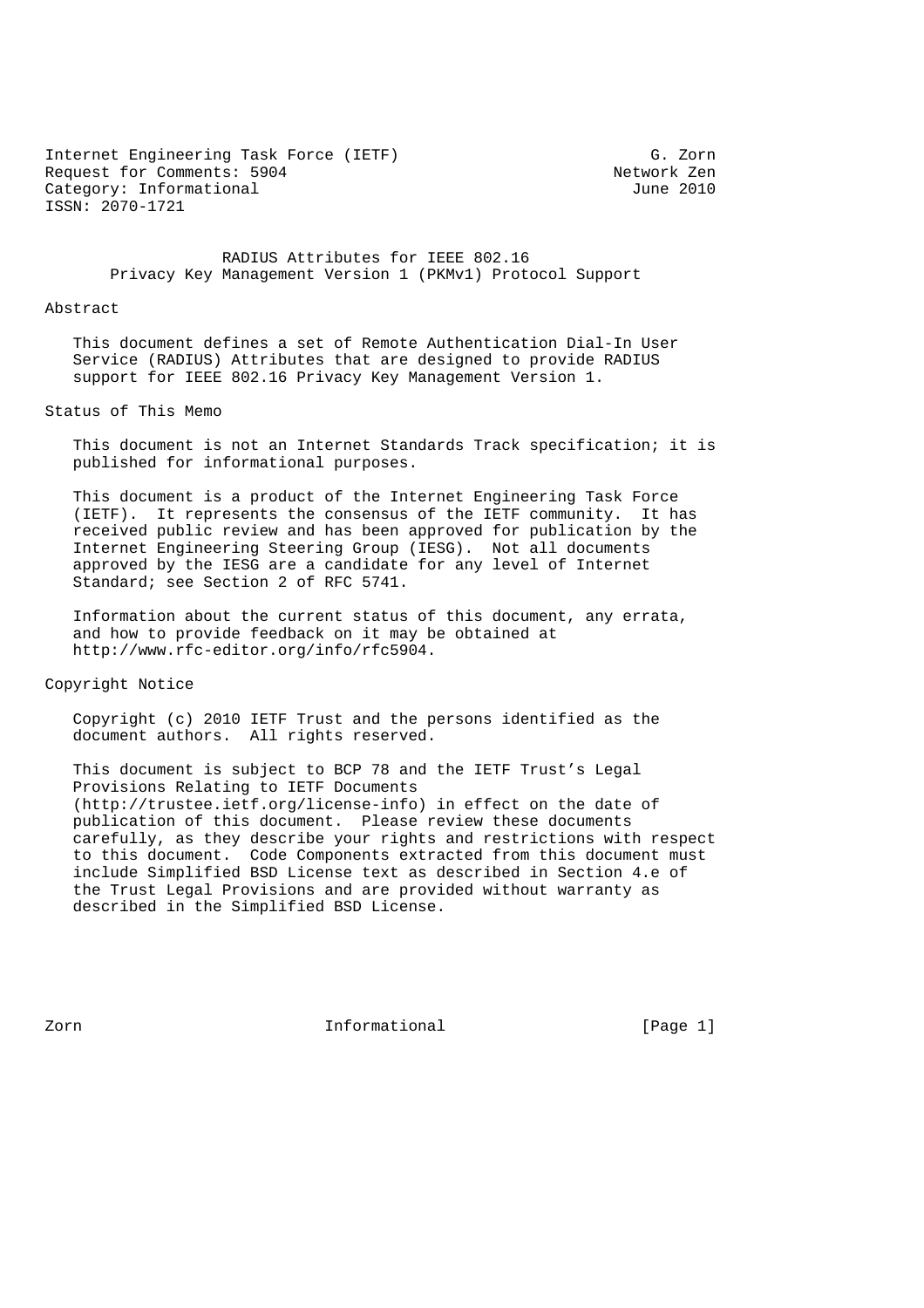Internet Engineering Task Force (IETF) G. Zorn
Request for Comments: 5904 Network Zen
Category: Informational June 2010
ISSN: 2070-1721

# RADIUS Attributes for IEEE 802.16 Privacy Key Management Version 1 (PKMv1) Protocol Support

## Abstract

This document defines a set of Remote Authentication Dial-In User Service (RADIUS) Attributes that are designed to provide RADIUS support for IEEE 802.16 Privacy Key Management Version 1.

## Status of This Memo

This document is not an Internet Standards Track specification; it is published for informational purposes.

This document is a product of the Internet Engineering Task Force (IETF). It represents the consensus of the IETF community. It has received public review and has been approved for publication by the Internet Engineering Steering Group (IESG). Not all documents approved by the IESG are a candidate for any level of Internet Standard; see Section 2 of RFC 5741.

Information about the current status of this document, any errata, and how to provide feedback on it may be obtained at http://www.rfc-editor.org/info/rfc5904.

## Copyright Notice

Copyright (c) 2010 IETF Trust and the persons identified as the document authors. All rights reserved.

This document is subject to BCP 78 and the IETF Trust's Legal Provisions Relating to IETF Documents (http://trustee.ietf.org/license-info) in effect on the date of publication of this document. Please review these documents carefully, as they describe your rights and restrictions with respect to this document. Code Components extracted from this document must include Simplified BSD License text as described in Section 4.e of the Trust Legal Provisions and are provided without warranty as described in the Simplified BSD License.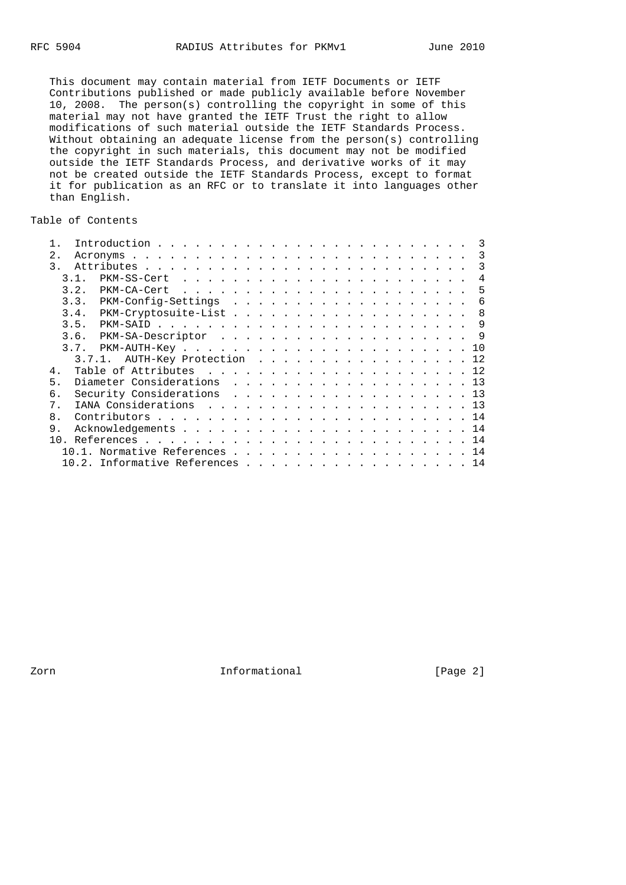This document may contain material from IETF Documents or IETF Contributions published or made publicly available before November 10, 2008. The person(s) controlling the copyright in some of this material may not have granted the IETF Trust the right to allow modifications of such material outside the IETF Standards Process. Without obtaining an adequate license from the person(s) controlling the copyright in such materials, this document may not be modified outside the IETF Standards Process, and derivative works of it may not be created outside the IETF Standards Process, except to format it for publication as an RFC or to translate it into languages other than English.

## Table of Contents

```
   1.  Introduction . . . . . . . . . . . . . . . . . . . . . . . . .  3
   2.  Acronyms . . . . . . . . . . . . . . . . . . . . . . . . . . .  3
   3.  Attributes . . . . . . . . . . . . . . . . . . . . . . . . . .  3
     3.1.  PKM-SS-Cert  . . . . . . . . . . . . . . . . . . . . . . .  4
     3.2.  PKM-CA-Cert  . . . . . . . . . . . . . . . . . . . . . . .  5
     3.3.  PKM-Config-Settings  . . . . . . . . . . . . . . . . . . .  6
     3.4.  PKM-Cryptosuite-List . . . . . . . . . . . . . . . . . . .  8
     3.5.  PKM-SAID . . . . . . . . . . . . . . . . . . . . . . . . .  9
     3.6.  PKM-SA-Descriptor  . . . . . . . . . . . . . . . . . . . .  9
     3.7.  PKM-AUTH-Key . . . . . . . . . . . . . . . . . . . . . . . 10
       3.7.1.  AUTH-Key Protection  . . . . . . . . . . . . . . . . . 12
   4.  Table of Attributes  . . . . . . . . . . . . . . . . . . . . . 12
   5.  Diameter Considerations  . . . . . . . . . . . . . . . . . . . 13
   6.  Security Considerations  . . . . . . . . . . . . . . . . . . . 13
   7.  IANA Considerations  . . . . . . . . . . . . . . . . . . . . . 13
   8.  Contributors . . . . . . . . . . . . . . . . . . . . . . . . . 14
   9.  Acknowledgements . . . . . . . . . . . . . . . . . . . . . . . 14
   10. References . . . . . . . . . . . . . . . . . . . . . . . . . . 14
     10.1. Normative References . . . . . . . . . . . . . . . . . . . 14
     10.2. Informative References . . . . . . . . . . . . . . . . . . 14
```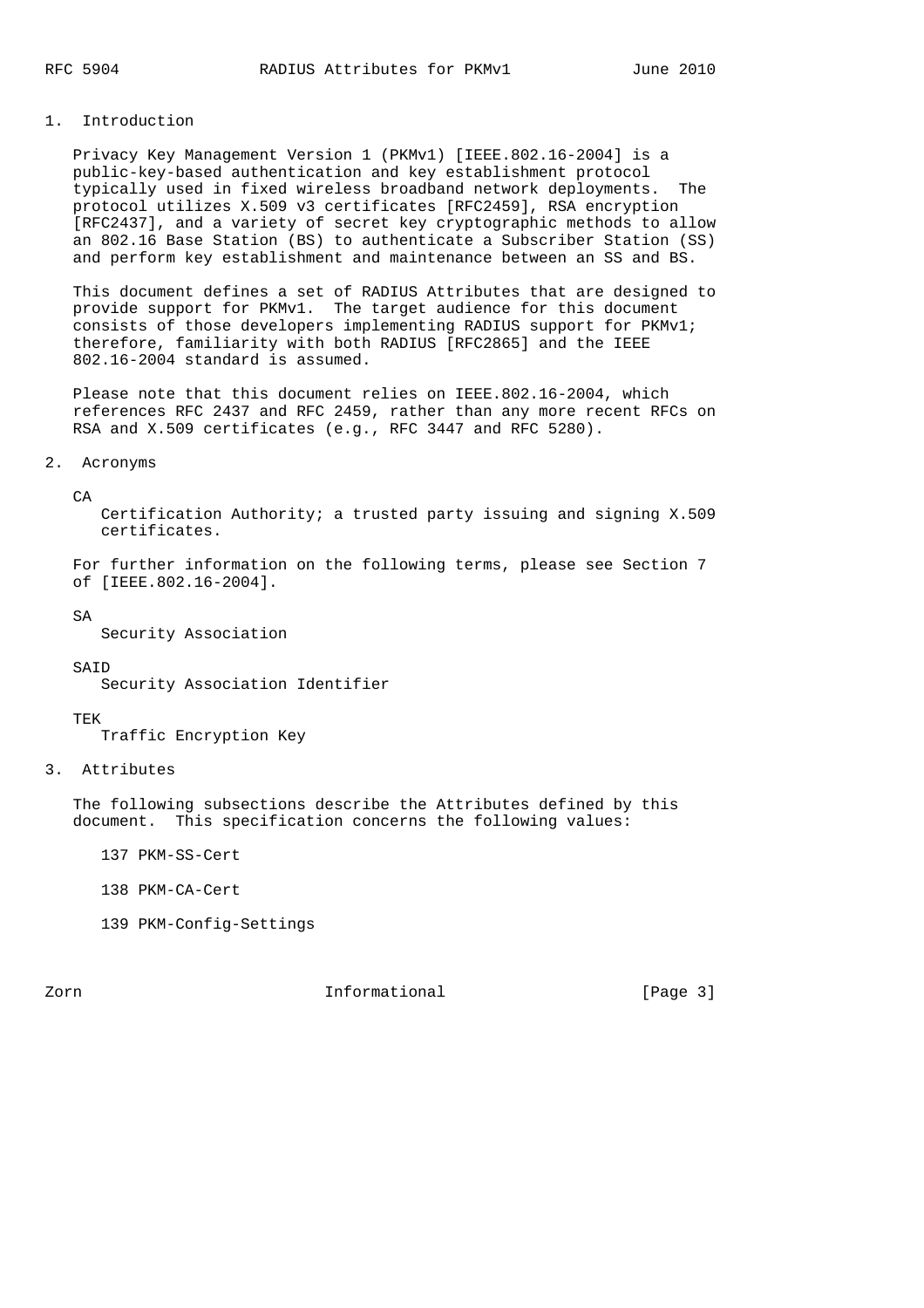## 1. Introduction

Privacy Key Management Version 1 (PKMv1) [IEEE.802.16-2004] is a public-key-based authentication and key establishment protocol typically used in fixed wireless broadband network deployments. The protocol utilizes X.509 v3 certificates [RFC2459], RSA encryption [RFC2437], and a variety of secret key cryptographic methods to allow an 802.16 Base Station (BS) to authenticate a Subscriber Station (SS) and perform key establishment and maintenance between an SS and BS.

This document defines a set of RADIUS Attributes that are designed to provide support for PKMv1. The target audience for this document consists of those developers implementing RADIUS support for PKMv1; therefore, familiarity with both RADIUS [RFC2865] and the IEEE 802.16-2004 standard is assumed.

Please note that this document relies on IEEE.802.16-2004, which references RFC 2437 and RFC 2459, rather than any more recent RFCs on RSA and X.509 certificates (e.g., RFC 3447 and RFC 5280).

## 2. Acronyms

CA
: Certification Authority; a trusted party issuing and signing X.509 certificates.

For further information on the following terms, please see Section 7 of [IEEE.802.16-2004].

SA
: Security Association

SAID
: Security Association Identifier

TEK
: Traffic Encryption Key

## 3. Attributes

The following subsections describe the Attributes defined by this document. This specification concerns the following values:

137 PKM-SS-Cert

138 PKM-CA-Cert

139 PKM-Config-Settings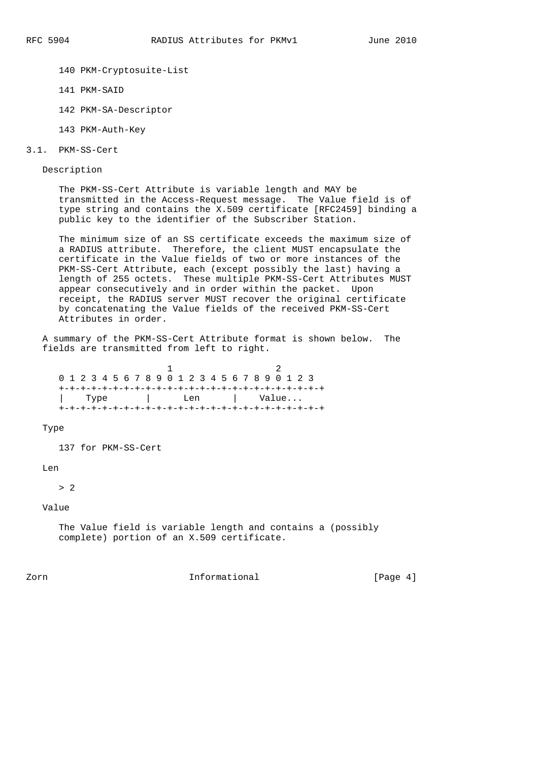140 PKM-Cryptosuite-List

141 PKM-SAID

142 PKM-SA-Descriptor

143 PKM-Auth-Key

## 3.1. PKM-SS-Cert

Description

The PKM-SS-Cert Attribute is variable length and MAY be transmitted in the Access-Request message. The Value field is of type string and contains the X.509 certificate [RFC2459] binding a public key to the identifier of the Subscriber Station.

The minimum size of an SS certificate exceeds the maximum size of a RADIUS attribute. Therefore, the client MUST encapsulate the certificate in the Value fields of two or more instances of the PKM-SS-Cert Attribute, each (except possibly the last) having a length of 255 octets. These multiple PKM-SS-Cert Attributes MUST appear consecutively and in order within the packet. Upon receipt, the RADIUS server MUST recover the original certificate by concatenating the Value fields of the received PKM-SS-Cert Attributes in order.

A summary of the PKM-SS-Cert Attribute format is shown below. The fields are transmitted from left to right.

```
                     1                   2
 0 1 2 3 4 5 6 7 8 9 0 1 2 3 4 5 6 7 8 9 0 1 2 3
+-+-+-+-+-+-+-+-+-+-+-+-+-+-+-+-+-+-+-+-+-+-+-+-+
|    Type       |      Len      |    Value...
+-+-+-+-+-+-+-+-+-+-+-+-+-+-+-+-+-+-+-+-+-+-+-+-+
```

Type

137 for PKM-SS-Cert

Len

> 2

Value

The Value field is variable length and contains a (possibly complete) portion of an X.509 certificate.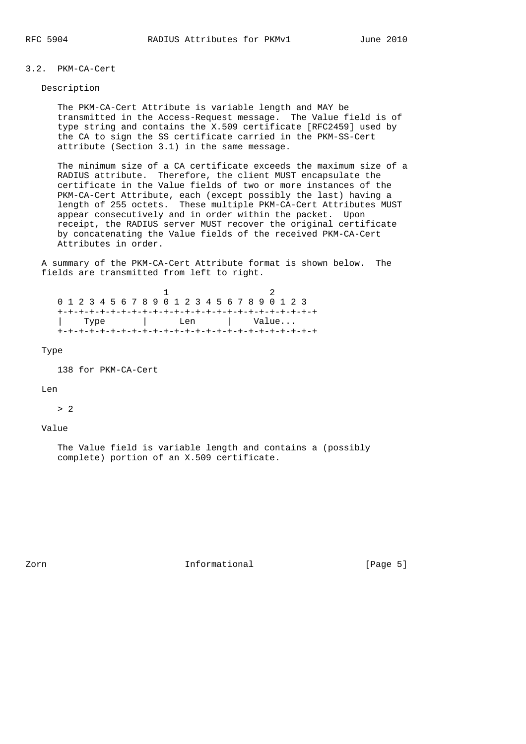### 3.2. PKM-CA-Cert

Description

The PKM-CA-Cert Attribute is variable length and MAY be transmitted in the Access-Request message. The Value field is of type string and contains the X.509 certificate [RFC2459] used by the CA to sign the SS certificate carried in the PKM-SS-Cert attribute (Section 3.1) in the same message.

The minimum size of a CA certificate exceeds the maximum size of a RADIUS attribute. Therefore, the client MUST encapsulate the certificate in the Value fields of two or more instances of the PKM-CA-Cert Attribute, each (except possibly the last) having a length of 255 octets. These multiple PKM-CA-Cert Attributes MUST appear consecutively and in order within the packet. Upon receipt, the RADIUS server MUST recover the original certificate by concatenating the Value fields of the received PKM-CA-Cert Attributes in order.

A summary of the PKM-CA-Cert Attribute format is shown below. The fields are transmitted from left to right.

```
                    1                   2
0 1 2 3 4 5 6 7 8 9 0 1 2 3 4 5 6 7 8 9 0 1 2 3
+-+-+-+-+-+-+-+-+-+-+-+-+-+-+-+-+-+-+-+-+-+-+-+-+
|    Type       |      Len      |    Value...
+-+-+-+-+-+-+-+-+-+-+-+-+-+-+-+-+-+-+-+-+-+-+-+-+
```

Type

138 for PKM-CA-Cert

Len

> 2

Value

The Value field is variable length and contains a (possibly complete) portion of an X.509 certificate.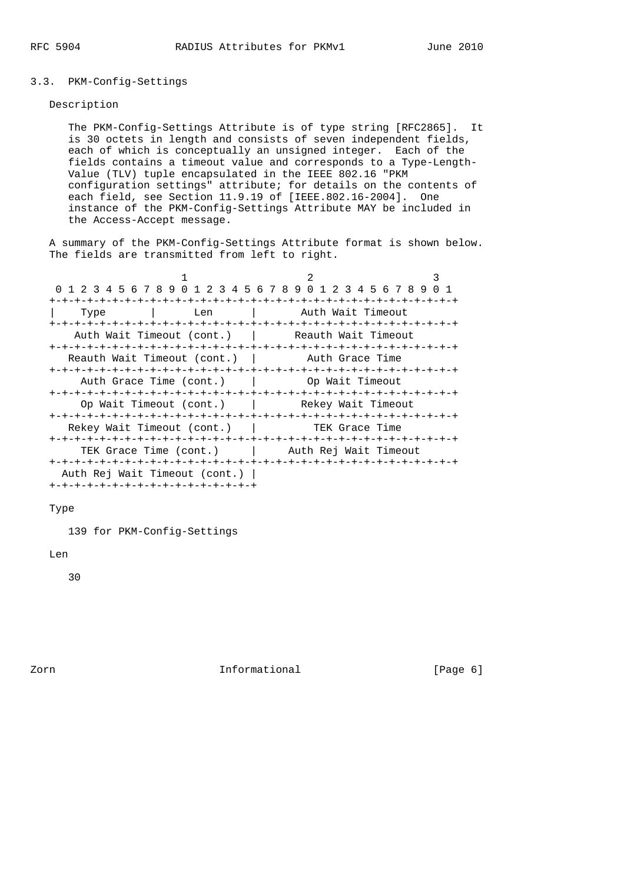### 3.3. PKM-Config-Settings

Description

The PKM-Config-Settings Attribute is of type string [RFC2865]. It is 30 octets in length and consists of seven independent fields, each of which is conceptually an unsigned integer. Each of the fields contains a timeout value and corresponds to a Type-Length-Value (TLV) tuple encapsulated in the IEEE 802.16 "PKM configuration settings" attribute; for details on the contents of each field, see Section 11.9.19 of [IEEE.802.16-2004]. One instance of the PKM-Config-Settings Attribute MAY be included in the Access-Accept message.

A summary of the PKM-Config-Settings Attribute format is shown below. The fields are transmitted from left to right.

```
                     1                   2                   3
 0 1 2 3 4 5 6 7 8 9 0 1 2 3 4 5 6 7 8 9 0 1 2 3 4 5 6 7 8 9 0 1
+-+-+-+-+-+-+-+-+-+-+-+-+-+-+-+-+-+-+-+-+-+-+-+-+-+-+-+-+-+-+-+-+
|    Type       |      Len      |       Auth Wait Timeout
+-+-+-+-+-+-+-+-+-+-+-+-+-+-+-+-+-+-+-+-+-+-+-+-+-+-+-+-+-+-+-+-+
    Auth Wait Timeout (cont.)   |      Reauth Wait Timeout
+-+-+-+-+-+-+-+-+-+-+-+-+-+-+-+-+-+-+-+-+-+-+-+-+-+-+-+-+-+-+-+-+
   Reauth Wait Timeout (cont.)  |        Auth Grace Time
+-+-+-+-+-+-+-+-+-+-+-+-+-+-+-+-+-+-+-+-+-+-+-+-+-+-+-+-+-+-+-+-+
     Auth Grace Time (cont.)    |        Op Wait Timeout
+-+-+-+-+-+-+-+-+-+-+-+-+-+-+-+-+-+-+-+-+-+-+-+-+-+-+-+-+-+-+-+-+
     Op Wait Timeout (cont.)    |       Rekey Wait Timeout
+-+-+-+-+-+-+-+-+-+-+-+-+-+-+-+-+-+-+-+-+-+-+-+-+-+-+-+-+-+-+-+-+
   Rekey Wait Timeout (cont.)   |         TEK Grace Time
+-+-+-+-+-+-+-+-+-+-+-+-+-+-+-+-+-+-+-+-+-+-+-+-+-+-+-+-+-+-+-+-+
     TEK Grace Time (cont.)     |     Auth Rej Wait Timeout
+-+-+-+-+-+-+-+-+-+-+-+-+-+-+-+-+-+-+-+-+-+-+-+-+-+-+-+-+-+-+-+-+
  Auth Rej Wait Timeout (cont.) |
+-+-+-+-+-+-+-+-+-+-+-+-+-+-+-+-+
```

Type

139 for PKM-Config-Settings

Len

30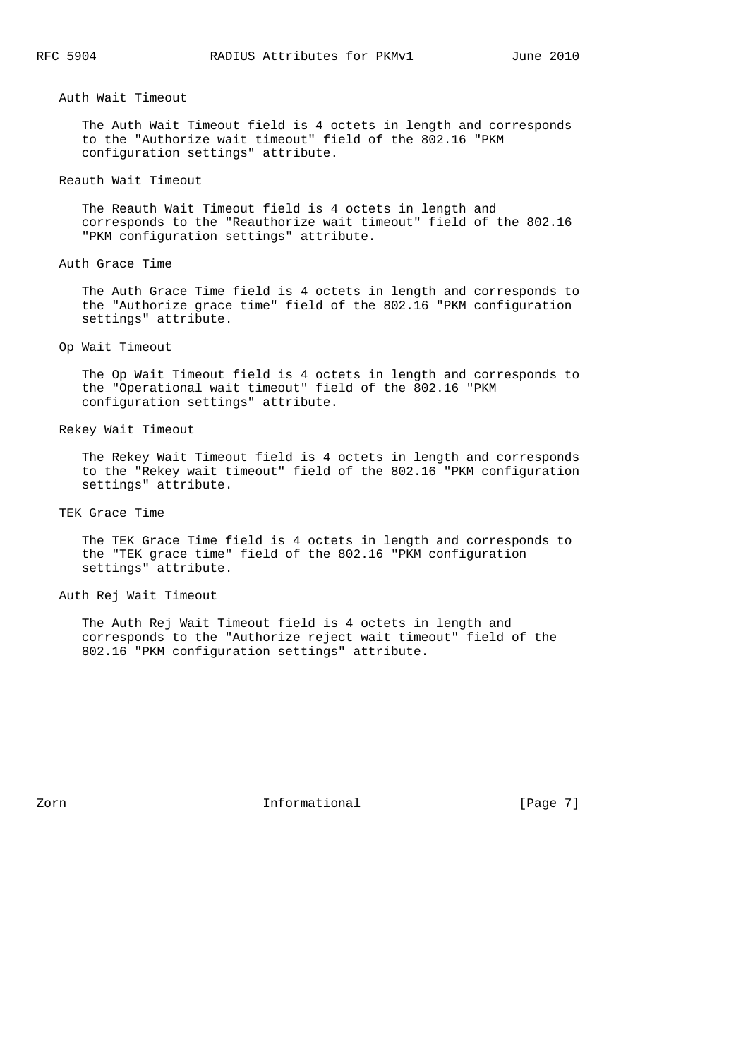Auth Wait Timeout

The Auth Wait Timeout field is 4 octets in length and corresponds to the "Authorize wait timeout" field of the 802.16 "PKM configuration settings" attribute.

Reauth Wait Timeout

The Reauth Wait Timeout field is 4 octets in length and corresponds to the "Reauthorize wait timeout" field of the 802.16 "PKM configuration settings" attribute.

Auth Grace Time

The Auth Grace Time field is 4 octets in length and corresponds to the "Authorize grace time" field of the 802.16 "PKM configuration settings" attribute.

Op Wait Timeout

The Op Wait Timeout field is 4 octets in length and corresponds to the "Operational wait timeout" field of the 802.16 "PKM configuration settings" attribute.

Rekey Wait Timeout

The Rekey Wait Timeout field is 4 octets in length and corresponds to the "Rekey wait timeout" field of the 802.16 "PKM configuration settings" attribute.

TEK Grace Time

The TEK Grace Time field is 4 octets in length and corresponds to the "TEK grace time" field of the 802.16 "PKM configuration settings" attribute.

Auth Rej Wait Timeout

The Auth Rej Wait Timeout field is 4 octets in length and corresponds to the "Authorize reject wait timeout" field of the 802.16 "PKM configuration settings" attribute.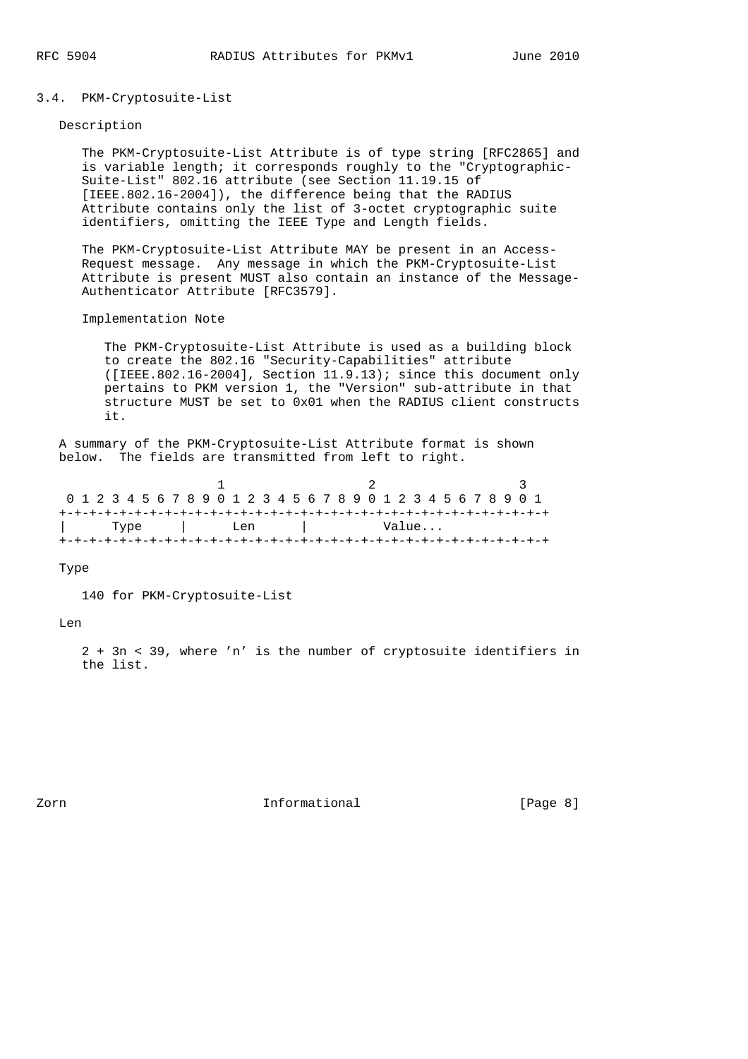### 3.4. PKM-Cryptosuite-List

Description

The PKM-Cryptosuite-List Attribute is of type string [RFC2865] and is variable length; it corresponds roughly to the "Cryptographic-Suite-List" 802.16 attribute (see Section 11.19.15 of [IEEE.802.16-2004]), the difference being that the RADIUS Attribute contains only the list of 3-octet cryptographic suite identifiers, omitting the IEEE Type and Length fields.

The PKM-Cryptosuite-List Attribute MAY be present in an Access-Request message. Any message in which the PKM-Cryptosuite-List Attribute is present MUST also contain an instance of the Message-Authenticator Attribute [RFC3579].

Implementation Note

The PKM-Cryptosuite-List Attribute is used as a building block to create the 802.16 "Security-Capabilities" attribute ([IEEE.802.16-2004], Section 11.9.13); since this document only pertains to PKM version 1, the "Version" sub-attribute in that structure MUST be set to 0x01 when the RADIUS client constructs it.

A summary of the PKM-Cryptosuite-List Attribute format is shown below. The fields are transmitted from left to right.

```
                     1                   2                   3
 0 1 2 3 4 5 6 7 8 9 0 1 2 3 4 5 6 7 8 9 0 1 2 3 4 5 6 7 8 9 0 1
+-+-+-+-+-+-+-+-+-+-+-+-+-+-+-+-+-+-+-+-+-+-+-+-+-+-+-+-+-+-+-+-+
|     Type      |      Len      |          Value...
+-+-+-+-+-+-+-+-+-+-+-+-+-+-+-+-+-+-+-+-+-+-+-+-+-+-+-+-+-+-+-+-+
```

Type

140 for PKM-Cryptosuite-List

Len

2 + 3n < 39, where 'n' is the number of cryptosuite identifiers in the list.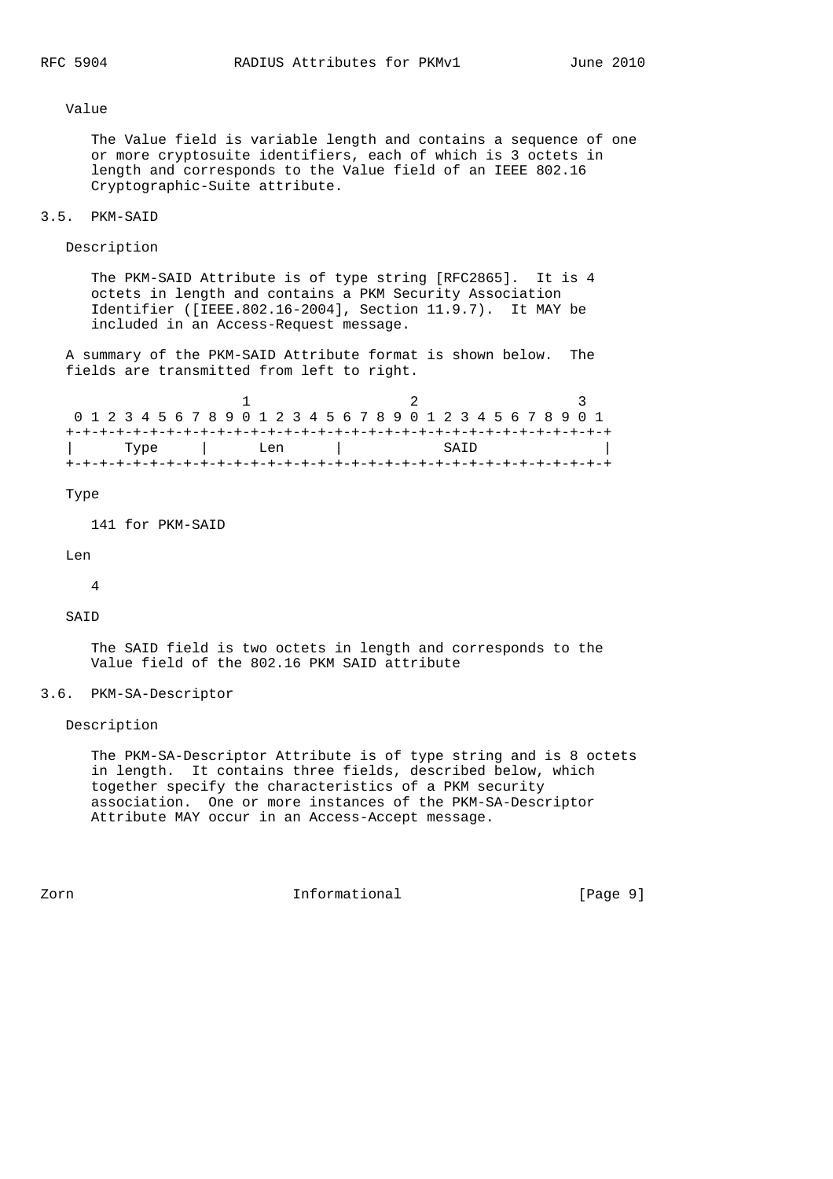Value

The Value field is variable length and contains a sequence of one or more cryptosuite identifiers, each of which is 3 octets in length and corresponds to the Value field of an IEEE 802.16 Cryptographic-Suite attribute.

## 3.5. PKM-SAID

Description

The PKM-SAID Attribute is of type string [RFC2865]. It is 4 octets in length and contains a PKM Security Association Identifier ([IEEE.802.16-2004], Section 11.9.7). It MAY be included in an Access-Request message.

A summary of the PKM-SAID Attribute format is shown below. The fields are transmitted from left to right.

```
                     1                   2                   3
 0 1 2 3 4 5 6 7 8 9 0 1 2 3 4 5 6 7 8 9 0 1 2 3 4 5 6 7 8 9 0 1
+-+-+-+-+-+-+-+-+-+-+-+-+-+-+-+-+-+-+-+-+-+-+-+-+-+-+-+-+-+-+-+-+
|     Type      |      Len      |            SAID               |
+-+-+-+-+-+-+-+-+-+-+-+-+-+-+-+-+-+-+-+-+-+-+-+-+-+-+-+-+-+-+-+-+
```

Type

141 for PKM-SAID

Len

4

SAID

The SAID field is two octets in length and corresponds to the Value field of the 802.16 PKM SAID attribute

## 3.6. PKM-SA-Descriptor

Description

The PKM-SA-Descriptor Attribute is of type string and is 8 octets in length. It contains three fields, described below, which together specify the characteristics of a PKM security association. One or more instances of the PKM-SA-Descriptor Attribute MAY occur in an Access-Accept message.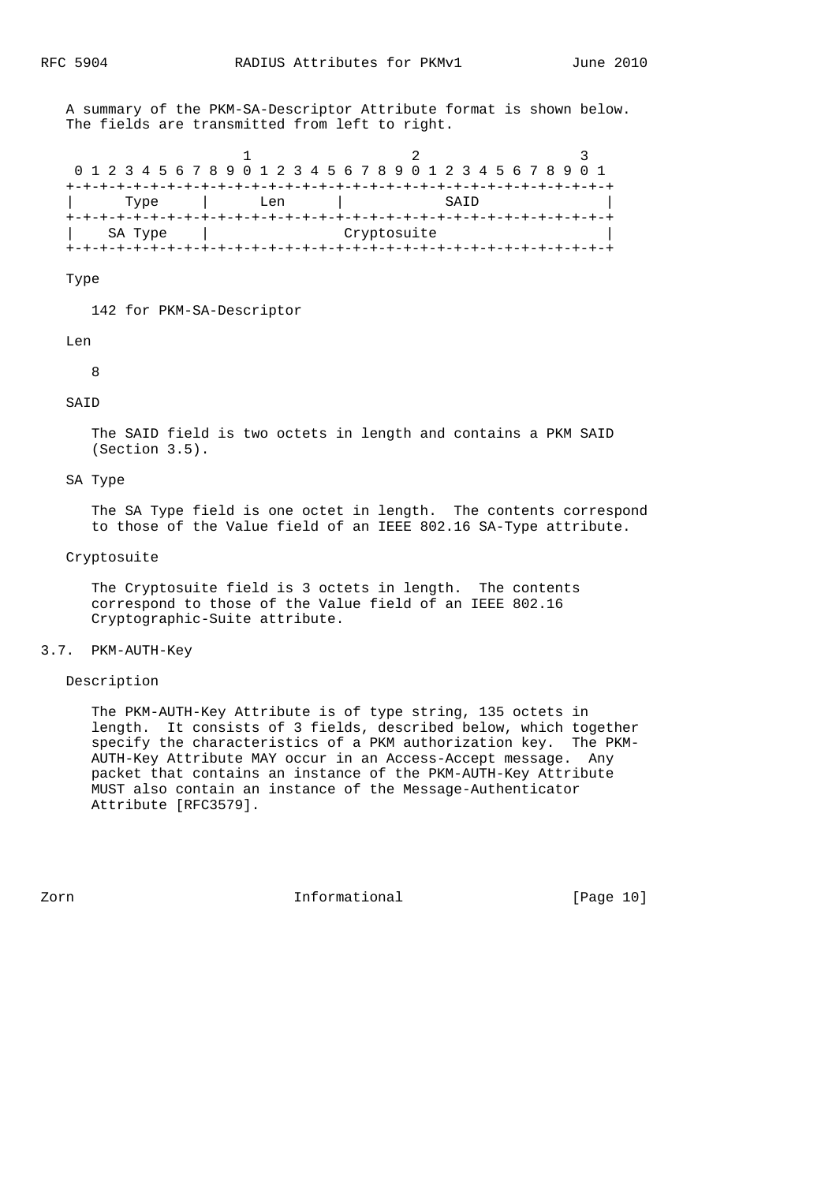A summary of the PKM-SA-Descriptor Attribute format is shown below. The fields are transmitted from left to right.

```
                     1                   2                   3
 0 1 2 3 4 5 6 7 8 9 0 1 2 3 4 5 6 7 8 9 0 1 2 3 4 5 6 7 8 9 0 1
+-+-+-+-+-+-+-+-+-+-+-+-+-+-+-+-+-+-+-+-+-+-+-+-+-+-+-+-+-+-+-+-+
|     Type      |      Len      |            SAID               |
+-+-+-+-+-+-+-+-+-+-+-+-+-+-+-+-+-+-+-+-+-+-+-+-+-+-+-+-+-+-+-+-+
|    SA Type    |                Cryptosuite                    |
+-+-+-+-+-+-+-+-+-+-+-+-+-+-+-+-+-+-+-+-+-+-+-+-+-+-+-+-+-+-+-+-+
```

Type

142 for PKM-SA-Descriptor

Len

8

SAID

The SAID field is two octets in length and contains a PKM SAID (Section 3.5).

SA Type

The SA Type field is one octet in length. The contents correspond to those of the Value field of an IEEE 802.16 SA-Type attribute.

Cryptosuite

The Cryptosuite field is 3 octets in length. The contents correspond to those of the Value field of an IEEE 802.16 Cryptographic-Suite attribute.

## 3.7. PKM-AUTH-Key

Description

The PKM-AUTH-Key Attribute is of type string, 135 octets in length. It consists of 3 fields, described below, which together specify the characteristics of a PKM authorization key. The PKM-AUTH-Key Attribute MAY occur in an Access-Accept message. Any packet that contains an instance of the PKM-AUTH-Key Attribute MUST also contain an instance of the Message-Authenticator Attribute [RFC3579].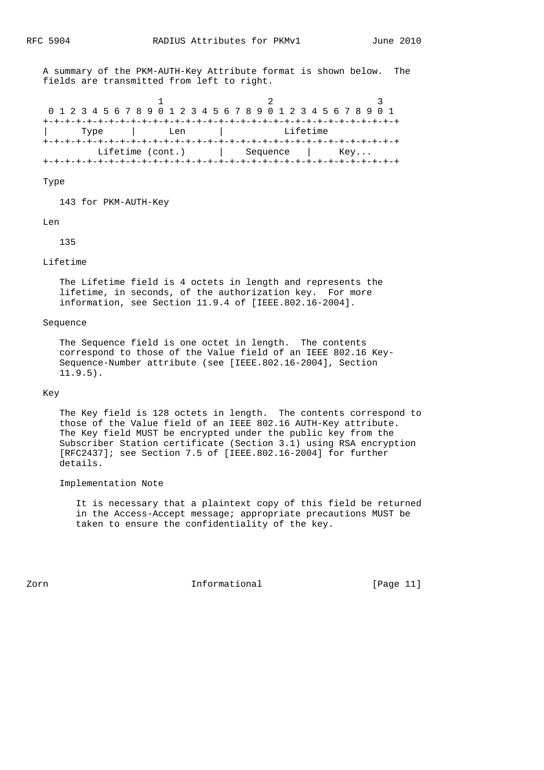A summary of the PKM-AUTH-Key Attribute format is shown below. The fields are transmitted from left to right.

```
                     1                   2                   3
 0 1 2 3 4 5 6 7 8 9 0 1 2 3 4 5 6 7 8 9 0 1 2 3 4 5 6 7 8 9 0 1
+-+-+-+-+-+-+-+-+-+-+-+-+-+-+-+-+-+-+-+-+-+-+-+-+-+-+-+-+-+-+-+-+
|     Type      |      Len      |           Lifetime
+-+-+-+-+-+-+-+-+-+-+-+-+-+-+-+-+-+-+-+-+-+-+-+-+-+-+-+-+-+-+-+-+
        Lifetime (cont.)        |    Sequence   |     Key...
+-+-+-+-+-+-+-+-+-+-+-+-+-+-+-+-+-+-+-+-+-+-+-+-+-+-+-+-+-+-+-+-+
```

Type

143 for PKM-AUTH-Key

Len

135

Lifetime

The Lifetime field is 4 octets in length and represents the lifetime, in seconds, of the authorization key. For more information, see Section 11.9.4 of [IEEE.802.16-2004].

Sequence

The Sequence field is one octet in length. The contents correspond to those of the Value field of an IEEE 802.16 Key-Sequence-Number attribute (see [IEEE.802.16-2004], Section 11.9.5).

Key

The Key field is 128 octets in length. The contents correspond to those of the Value field of an IEEE 802.16 AUTH-Key attribute. The Key field MUST be encrypted under the public key from the Subscriber Station certificate (Section 3.1) using RSA encryption [RFC2437]; see Section 7.5 of [IEEE.802.16-2004] for further details.

Implementation Note

It is necessary that a plaintext copy of this field be returned in the Access-Accept message; appropriate precautions MUST be taken to ensure the confidentiality of the key.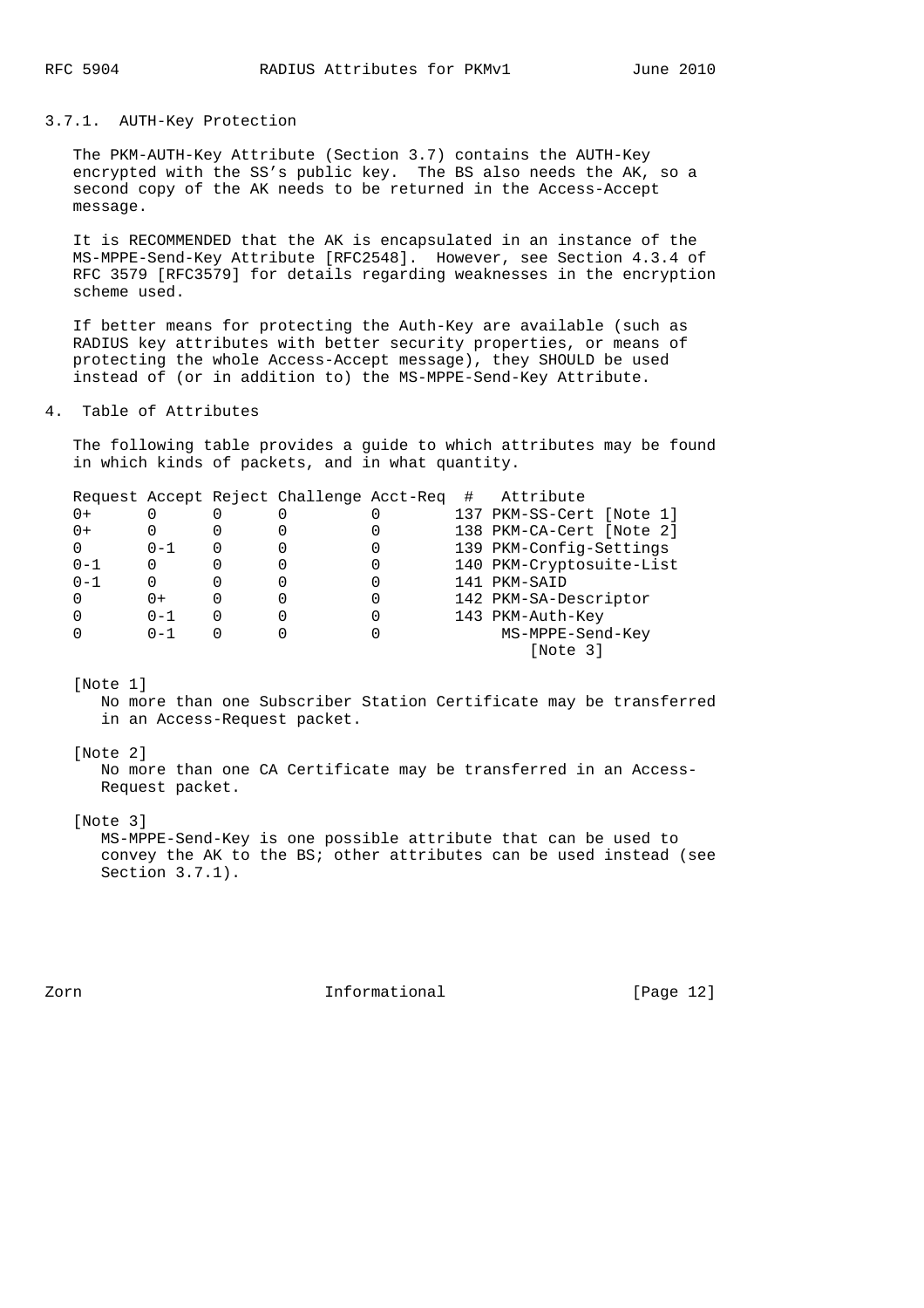### 3.7.1. AUTH-Key Protection

The PKM-AUTH-Key Attribute (Section 3.7) contains the AUTH-Key encrypted with the SS's public key. The BS also needs the AK, so a second copy of the AK needs to be returned in the Access-Accept message.

It is RECOMMENDED that the AK is encapsulated in an instance of the MS-MPPE-Send-Key Attribute [RFC2548]. However, see Section 4.3.4 of RFC 3579 [RFC3579] for details regarding weaknesses in the encryption scheme used.

If better means for protecting the Auth-Key are available (such as RADIUS key attributes with better security properties, or means of protecting the whole Access-Accept message), they SHOULD be used instead of (or in addition to) the MS-MPPE-Send-Key Attribute.

## 4. Table of Attributes

The following table provides a guide to which attributes may be found in which kinds of packets, and in what quantity.

| Request | Accept | Reject | Challenge | Acct-Req | # | Attribute |
|---|---|---|---|---|---|---|
| 0+ | 0 | 0 | 0 | 0 | 137 | PKM-SS-Cert [Note 1] |
| 0+ | 0 | 0 | 0 | 0 | 138 | PKM-CA-Cert [Note 2] |
| 0 | 0-1 | 0 | 0 | 0 | 139 | PKM-Config-Settings |
| 0-1 | 0 | 0 | 0 | 0 | 140 | PKM-Cryptosuite-List |
| 0-1 | 0 | 0 | 0 | 0 | 141 | PKM-SAID |
| 0 | 0+ | 0 | 0 | 0 | 142 | PKM-SA-Descriptor |
| 0 | 0-1 | 0 | 0 | 0 | 143 | PKM-Auth-Key |
| 0 | 0-1 | 0 | 0 | 0 | | MS-MPPE-Send-Key [Note 3] |

[Note 1]
No more than one Subscriber Station Certificate may be transferred in an Access-Request packet.

[Note 2]
No more than one CA Certificate may be transferred in an Access-Request packet.

[Note 3]
MS-MPPE-Send-Key is one possible attribute that can be used to convey the AK to the BS; other attributes can be used instead (see Section 3.7.1).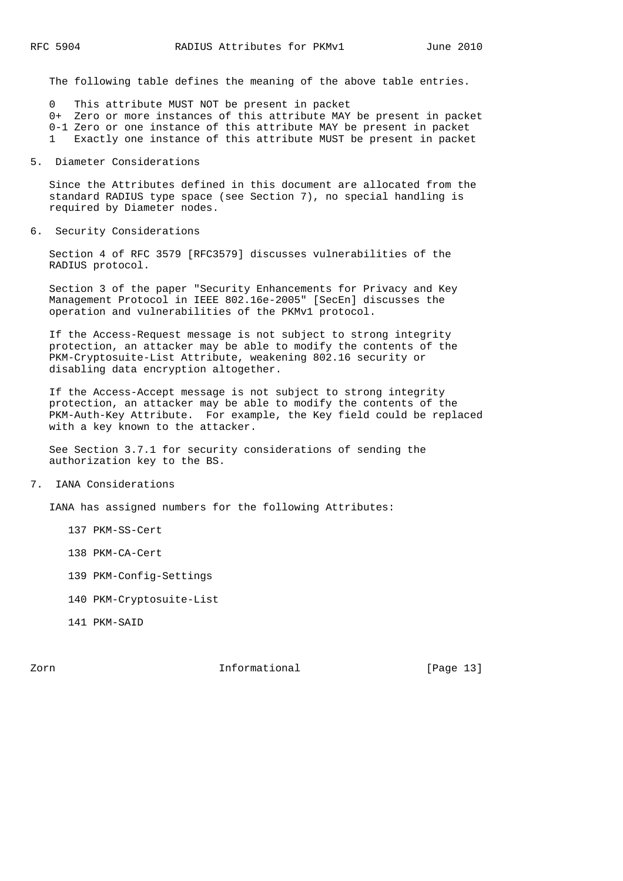The following table defines the meaning of the above table entries.

- 0 This attribute MUST NOT be present in packet
- 0+ Zero or more instances of this attribute MAY be present in packet
- 0-1 Zero or one instance of this attribute MAY be present in packet
- 1 Exactly one instance of this attribute MUST be present in packet

## 5. Diameter Considerations

Since the Attributes defined in this document are allocated from the standard RADIUS type space (see Section 7), no special handling is required by Diameter nodes.

## 6. Security Considerations

Section 4 of RFC 3579 [RFC3579] discusses vulnerabilities of the RADIUS protocol.

Section 3 of the paper "Security Enhancements for Privacy and Key Management Protocol in IEEE 802.16e-2005" [SecEn] discusses the operation and vulnerabilities of the PKMv1 protocol.

If the Access-Request message is not subject to strong integrity protection, an attacker may be able to modify the contents of the PKM-Cryptosuite-List Attribute, weakening 802.16 security or disabling data encryption altogether.

If the Access-Accept message is not subject to strong integrity protection, an attacker may be able to modify the contents of the PKM-Auth-Key Attribute. For example, the Key field could be replaced with a key known to the attacker.

See Section 3.7.1 for security considerations of sending the authorization key to the BS.

## 7. IANA Considerations

IANA has assigned numbers for the following Attributes:

137 PKM-SS-Cert

138 PKM-CA-Cert

139 PKM-Config-Settings

140 PKM-Cryptosuite-List

141 PKM-SAID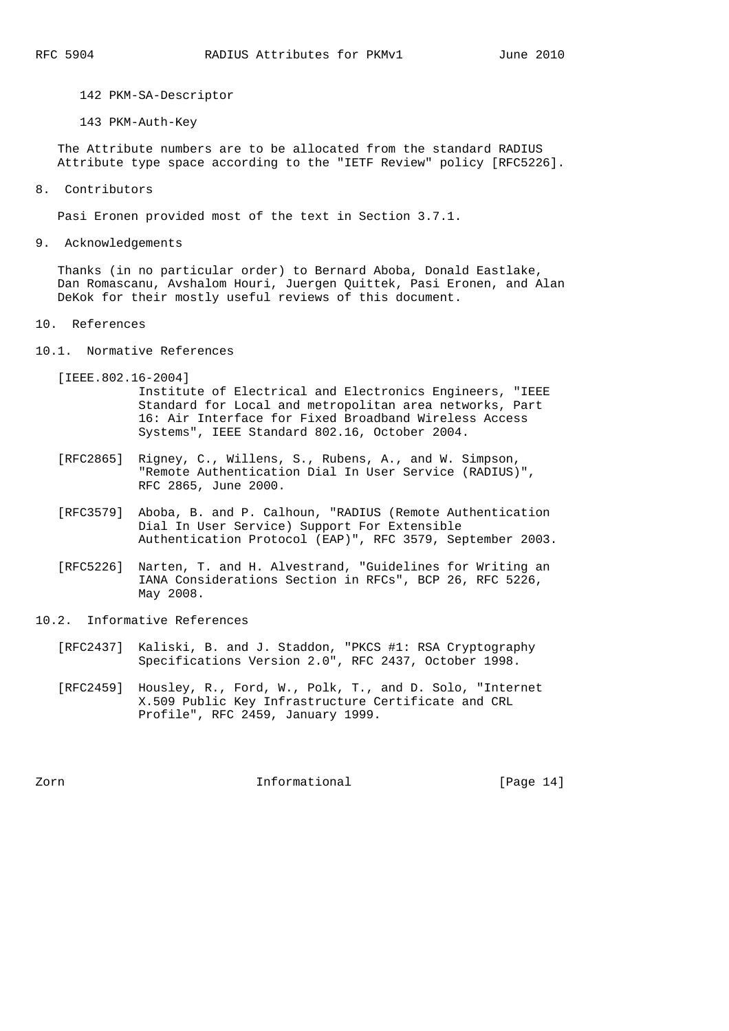142 PKM-SA-Descriptor

143 PKM-Auth-Key

The Attribute numbers are to be allocated from the standard RADIUS Attribute type space according to the "IETF Review" policy [RFC5226].

## 8. Contributors

Pasi Eronen provided most of the text in Section 3.7.1.

## 9. Acknowledgements

Thanks (in no particular order) to Bernard Aboba, Donald Eastlake, Dan Romascanu, Avshalom Houri, Juergen Quittek, Pasi Eronen, and Alan DeKok for their mostly useful reviews of this document.

## 10. References

### 10.1. Normative References

[IEEE.802.16-2004] Institute of Electrical and Electronics Engineers, "IEEE Standard for Local and metropolitan area networks, Part 16: Air Interface for Fixed Broadband Wireless Access Systems", IEEE Standard 802.16, October 2004.

[RFC2865] Rigney, C., Willens, S., Rubens, A., and W. Simpson, "Remote Authentication Dial In User Service (RADIUS)", RFC 2865, June 2000.

[RFC3579] Aboba, B. and P. Calhoun, "RADIUS (Remote Authentication Dial In User Service) Support For Extensible Authentication Protocol (EAP)", RFC 3579, September 2003.

[RFC5226] Narten, T. and H. Alvestrand, "Guidelines for Writing an IANA Considerations Section in RFCs", BCP 26, RFC 5226, May 2008.

### 10.2. Informative References

[RFC2437] Kaliski, B. and J. Staddon, "PKCS #1: RSA Cryptography Specifications Version 2.0", RFC 2437, October 1998.

[RFC2459] Housley, R., Ford, W., Polk, T., and D. Solo, "Internet X.509 Public Key Infrastructure Certificate and CRL Profile", RFC 2459, January 1999.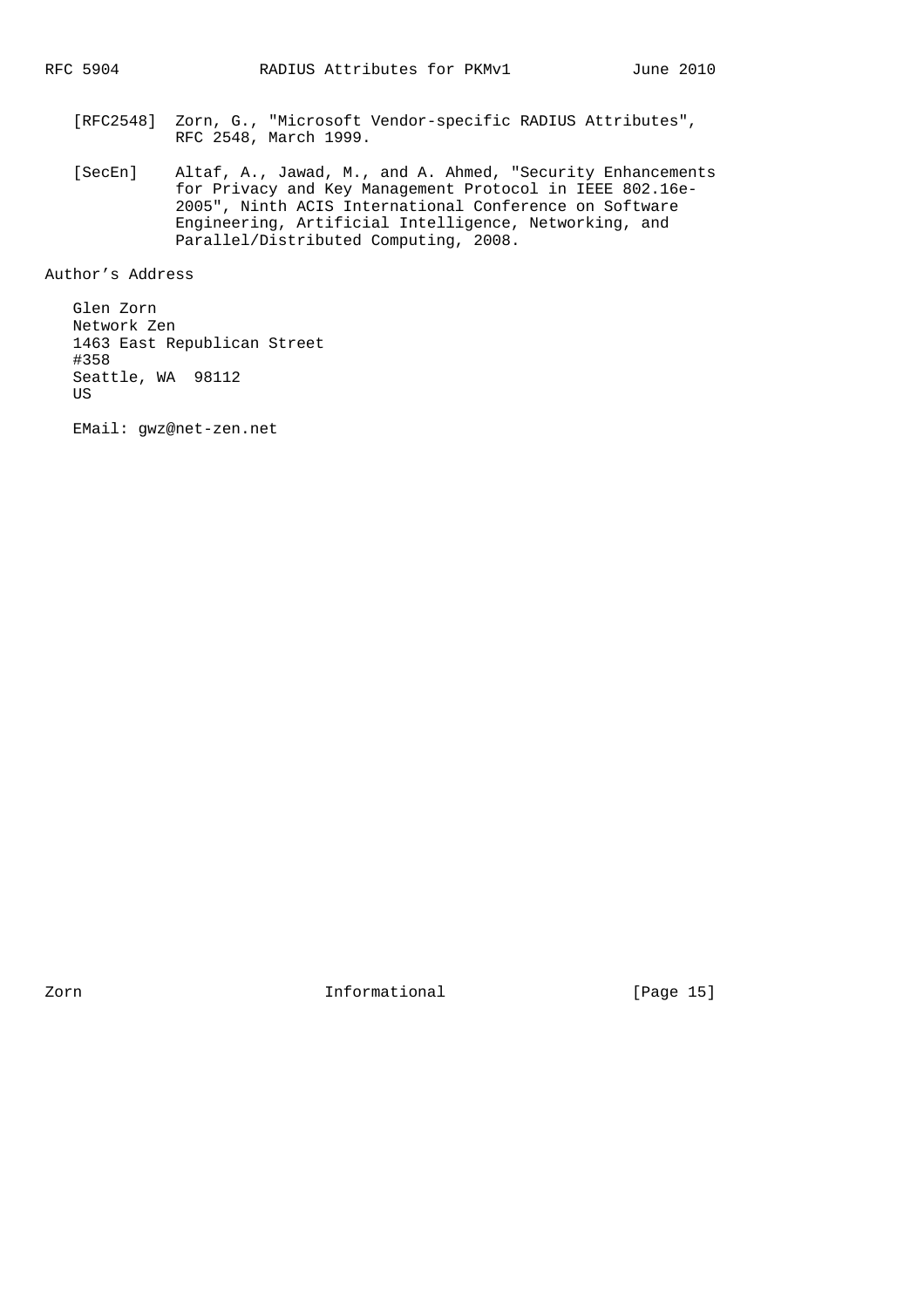[RFC2548] Zorn, G., "Microsoft Vendor-specific RADIUS Attributes", RFC 2548, March 1999.

[SecEn] Altaf, A., Jawad, M., and A. Ahmed, "Security Enhancements for Privacy and Key Management Protocol in IEEE 802.16e-2005", Ninth ACIS International Conference on Software Engineering, Artificial Intelligence, Networking, and Parallel/Distributed Computing, 2008.

## Author's Address

Glen Zorn
Network Zen
1463 East Republican Street
#358
Seattle, WA 98112
US

EMail: gwz@net-zen.net